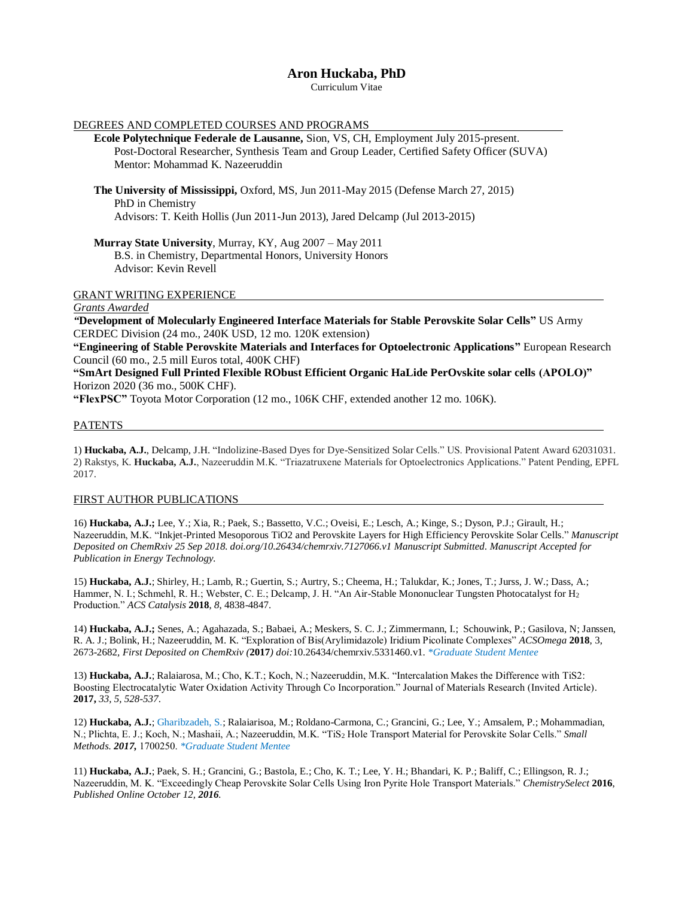# Aron Huckaba, PhD

Curriculum Vitae

## DEGREES AND COMPLETED COURSES AND PROGRAMS

**Ecole Polytechnique Federale de Lausanne,** Sion, VS, CH, Employment July 2015-present.
Post-Doctoral Researcher, Synthesis Team and Group Leader, Certified Safety Officer (SUVA)
Mentor: Mohammad K. Nazeeruddin

**The University of Mississippi,** Oxford, MS, Jun 2011-May 2015 (Defense March 27, 2015)
PhD in Chemistry
Advisors: T. Keith Hollis (Jun 2011-Jun 2013), Jared Delcamp (Jul 2013-2015)

**Murray State University**, Murray, KY, Aug 2007 – May 2011
B.S. in Chemistry, Departmental Honors, University Honors
Advisor: Kevin Revell

## GRANT WRITING EXPERIENCE

*Grants Awarded*

**"Development of Molecularly Engineered Interface Materials for Stable Perovskite Solar Cells"** US Army CERDEC Division (24 mo., 240K USD, 12 mo. 120K extension)

**"Engineering of Stable Perovskite Materials and Interfaces for Optoelectronic Applications"** European Research Council (60 mo., 2.5 mill Euros total, 400K CHF)

**"SmArt Designed Full Printed Flexible RObust Efficient Organic HaLide PerOvskite solar cells (APOLO)"** Horizon 2020 (36 mo., 500K CHF).

**"FlexPSC"** Toyota Motor Corporation (12 mo., 106K CHF, extended another 12 mo. 106K).

## PATENTS

1) **Huckaba, A.J.**, Delcamp, J.H. "Indolizine-Based Dyes for Dye-Sensitized Solar Cells." US. Provisional Patent Award 62031031.
2) Rakstys, K. **Huckaba, A.J.**, Nazeeruddin M.K. "Triazatruxene Materials for Optoelectronics Applications." Patent Pending, EPFL 2017.

## FIRST AUTHOR PUBLICATIONS

16) **Huckaba, A.J.;** Lee, Y.; Xia, R.; Paek, S.; Bassetto, V.C.; Oveisi, E.; Lesch, A.; Kinge, S.; Dyson, P.J.; Girault, H.; Nazeeruddin, M.K. "Inkjet-Printed Mesoporous TiO2 and Perovskite Layers for High Efficiency Perovskite Solar Cells." *Manuscript Deposited on ChemRxiv 25 Sep 2018. doi.org/10.26434/chemrxiv.7127066.v1 Manuscript Submitted. Manuscript Accepted for Publication in Energy Technology.*

15) **Huckaba, A.J.**; Shirley, H.; Lamb, R.; Guertin, S.; Aurtry, S.; Cheema, H.; Talukdar, K.; Jones, T.; Jurss, J. W.; Dass, A.; Hammer, N. I.; Schmehl, R. H.; Webster, C. E.; Delcamp, J. H. "An Air-Stable Mononuclear Tungsten Photocatalyst for $H_2$ Production." *ACS Catalysis* **2018**, *8*, 4838-4847.

14) **Huckaba, A.J.;** Senes, A.; Agahazada, S.; Babaei, A.; Meskers, S. C. J.; Zimmermann, I.; Schouwink, P.; Gasilova, N; Janssen, R. A. J.; Bolink, H.; Nazeeruddin, M. K. "Exploration of Bis(Arylimidazole) Iridium Picolinate Complexes" *ACSOmega* **2018**, 3, 2673-2682, *First Deposited on ChemRxiv (***2017***) doi:*10.26434/chemrxiv.5331460.v1. *\*Graduate Student Mentee*

13) **Huckaba, A.J.**; Ralaiarosa, M.; Cho, K.T.; Koch, N.; Nazeeruddin, M.K. "Intercalation Makes the Difference with TiS2: Boosting Electrocatalytic Water Oxidation Activity Through Co Incorporation." Journal of Materials Research (Invited Article). **2017,** *33, 5, 528-537.*

12) **Huckaba, A.J.**; Gharibzadeh, S.; Ralaiarisoa, M.; Roldano-Carmona, C.; Grancini, G.; Lee, Y.; Amsalem, P.; Mohammadian, N.; Plichta, E. J.; Koch, N.; Mashaii, A.; Nazeeruddin, M.K. "$TiS_2$ Hole Transport Material for Perovskite Solar Cells." *Small Methods. 2017,* 1700250. *\*Graduate Student Mentee*

11) **Huckaba, A.J.**; Paek, S. H.; Grancini, G.; Bastola, E.; Cho, K. T.; Lee, Y. H.; Bhandari, K. P.; Baliff, C.; Ellingson, R. J.; Nazeeruddin, M. K. "Exceedingly Cheap Perovskite Solar Cells Using Iron Pyrite Hole Transport Materials." *ChemistrySelect* **2016**, *Published Online October 12, 2016.*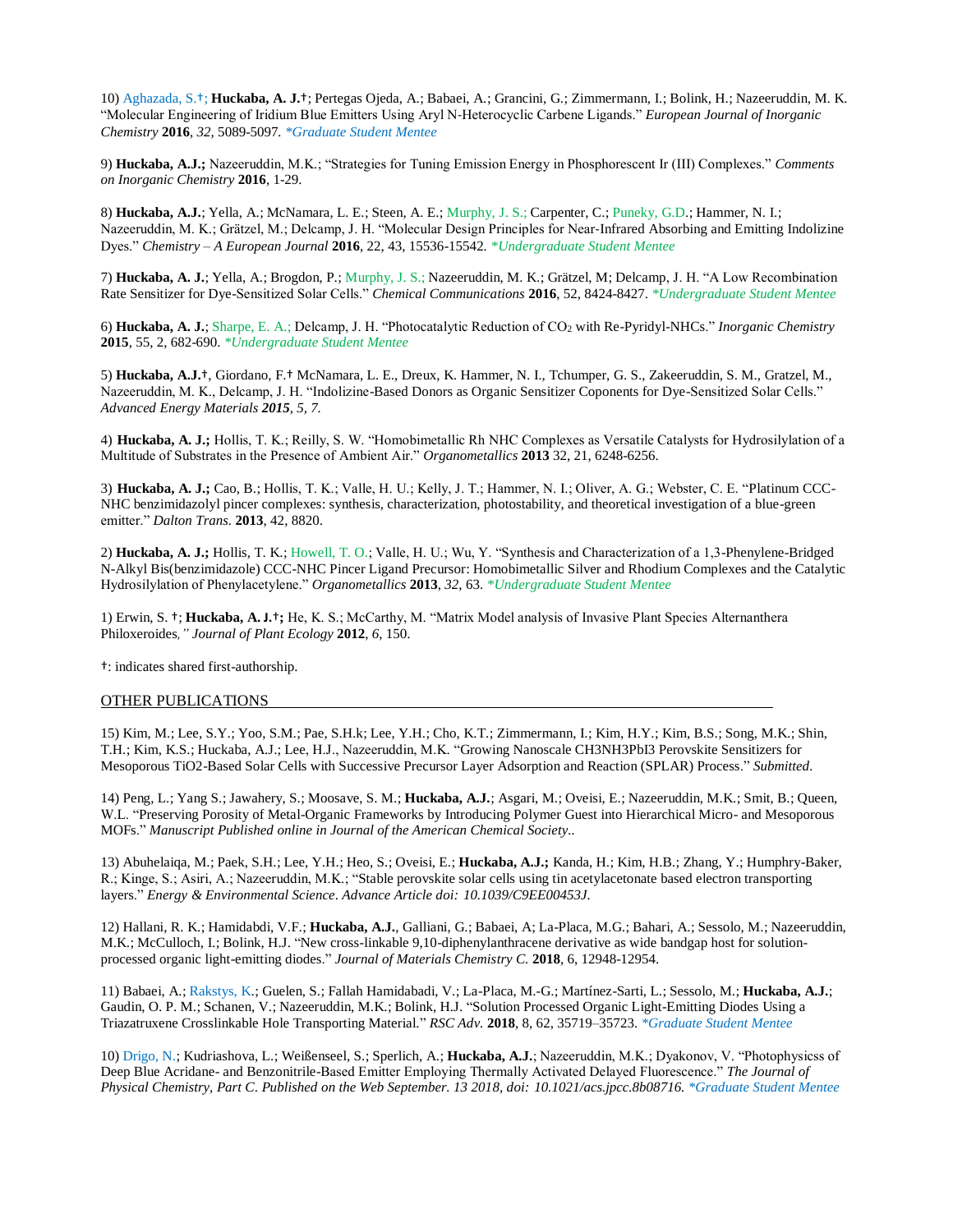10) Aghazada, S.†; **Huckaba, A. J.†**; Pertegas Ojeda, A.; Babaei, A.; Grancini, G.; Zimmermann, I.; Bolink, H.; Nazeeruddin, M. K. "Molecular Engineering of Iridium Blue Emitters Using Aryl N-Heterocyclic Carbene Ligands." *European Journal of Inorganic Chemistry* **2016**, *32*, 5089-5097. *\*Graduate Student Mentee*

9) **Huckaba, A.J.;** Nazeeruddin, M.K.; "Strategies for Tuning Emission Energy in Phosphorescent Ir (III) Complexes." *Comments on Inorganic Chemistry* **2016**, 1-29.

8) **Huckaba, A.J.**; Yella, A.; McNamara, L. E.; Steen, A. E.; Murphy, J. S.; Carpenter, C.; Puneky, G.D.; Hammer, N. I.; Nazeeruddin, M. K.; Grätzel, M.; Delcamp, J. H. "Molecular Design Principles for Near-Infrared Absorbing and Emitting Indolizine Dyes." *Chemistry – A European Journal* **2016**, 22, 43, 15536-15542. *\*Undergraduate Student Mentee*

7) **Huckaba, A. J.**; Yella, A.; Brogdon, P.; Murphy, J. S.; Nazeeruddin, M. K.; Grätzel, M; Delcamp, J. H. "A Low Recombination Rate Sensitizer for Dye-Sensitized Solar Cells." *Chemical Communications* **2016**, 52, 8424-8427. *\*Undergraduate Student Mentee*

6) **Huckaba, A. J.**; Sharpe, E. A.; Delcamp, J. H. "Photocatalytic Reduction of $CO_2$ with Re-Pyridyl-NHCs." *Inorganic Chemistry* **2015**, 55, 2, 682-690. *\*Undergraduate Student Mentee*

5) **Huckaba, A.J.†**, Giordano, F.† McNamara, L. E., Dreux, K. Hammer, N. I., Tchumper, G. S., Zakeeruddin, S. M., Gratzel, M., Nazeeruddin, M. K., Delcamp, J. H. "Indolizine-Based Donors as Organic Sensitizer Coponents for Dye-Sensitized Solar Cells." *Advanced Energy Materials **2015**, 5, 7.*

4) **Huckaba, A. J.;** Hollis, T. K.; Reilly, S. W. "Homobimetallic Rh NHC Complexes as Versatile Catalysts for Hydrosilylation of a Multitude of Substrates in the Presence of Ambient Air." *Organometallics* **2013** 32, 21, 6248-6256.

3) **Huckaba, A. J.;** Cao, B.; Hollis, T. K.; Valle, H. U.; Kelly, J. T.; Hammer, N. I.; Oliver, A. G.; Webster, C. E. "Platinum CCC-NHC benzimidazolyl pincer complexes: synthesis, characterization, photostability, and theoretical investigation of a blue-green emitter." *Dalton Trans.* **2013**, 42, 8820.

2) **Huckaba, A. J.;** Hollis, T. K.; Howell, T. O.; Valle, H. U.; Wu, Y. "Synthesis and Characterization of a 1,3-Phenylene-Bridged N-Alkyl Bis(benzimidazole) CCC-NHC Pincer Ligand Precursor: Homobimetallic Silver and Rhodium Complexes and the Catalytic Hydrosilylation of Phenylacetylene." *Organometallics* **2013**, *32*, 63. *\*Undergraduate Student Mentee*

1) Erwin, S. †; **Huckaba, A. J.†;** He, K. S.; McCarthy, M. "Matrix Model analysis of Invasive Plant Species Alternanthera Philoxeroides," *Journal of Plant Ecology* **2012**, *6*, 150.

†: indicates shared first-authorship.

## OTHER PUBLICATIONS

15) Kim, M.; Lee, S.Y.; Yoo, S.M.; Pae, S.H.k; Lee, Y.H.; Cho, K.T.; Zimmermann, I.; Kim, H.Y.; Kim, B.S.; Song, M.K.; Shin, T.H.; Kim, K.S.; Huckaba, A.J.; Lee, H.J., Nazeeruddin, M.K. "Growing Nanoscale $CH_3NH_3PbI_3$ Perovskite Sensitizers for Mesoporous $TiO_2$-Based Solar Cells with Successive Precursor Layer Adsorption and Reaction (SPLAR) Process." *Submitted.*

14) Peng, L.; Yang S.; Jawahery, S.; Moosave, S. M.; **Huckaba, A.J.**; Asgari, M.; Oveisi, E.; Nazeeruddin, M.K.; Smit, B.; Queen, W.L. "Preserving Porosity of Metal-Organic Frameworks by Introducing Polymer Guest into Hierarchical Micro- and Mesoporous MOFs." *Manuscript Published online in Journal of the American Chemical Society..*

13) Abuhelaiqa, M.; Paek, S.H.; Lee, Y.H.; Heo, S.; Oveisi, E.; **Huckaba, A.J.;** Kanda, H.; Kim, H.B.; Zhang, Y.; Humphry-Baker, R.; Kinge, S.; Asiri, A.; Nazeeruddin, M.K.; "Stable perovskite solar cells using tin acetylacetonate based electron transporting layers." *Energy & Environmental Science. Advance Article doi: 10.1039/C9EE00453J.*

12) Hallani, R. K.; Hamidabdi, V.F.; **Huckaba, A.J.**, Galliani, G.; Babaei, A; La-Placa, M.G.; Bahari, A.; Sessolo, M.; Nazeeruddin, M.K.; McCulloch, I.; Bolink, H.J. "New cross-linkable 9,10-diphenylanthracene derivative as wide bandgap host for solution-processed organic light-emitting diodes." *Journal of Materials Chemistry C.* **2018**, 6, 12948-12954.

11) Babaei, A.; Rakstys, K.; Guelen, S.; Fallah Hamidabadi, V.; La-Placa, M.-G.; Martínez-Sarti, L.; Sessolo, M.; **Huckaba, A.J.**; Gaudin, O. P. M.; Schanen, V.; Nazeeruddin, M.K.; Bolink, H.J. "Solution Processed Organic Light-Emitting Diodes Using a Triazatruxene Crosslinkable Hole Transporting Material." *RSC Adv.* **2018**, 8, 62, 35719–35723. *\*Graduate Student Mentee*

10) Drigo, N.; Kudriashova, L.; Weißenseel, S.; Sperlich, A.; **Huckaba, A.J.**; Nazeeruddin, M.K.; Dyakonov, V. "Photophysicss of Deep Blue Acridane- and Benzonitrile-Based Emitter Employing Thermally Activated Delayed Fluorescence." *The Journal of Physical Chemistry, Part C. Published on the Web September. 13 2018, doi: 10.1021/acs.jpcc.8b08716. \*Graduate Student Mentee*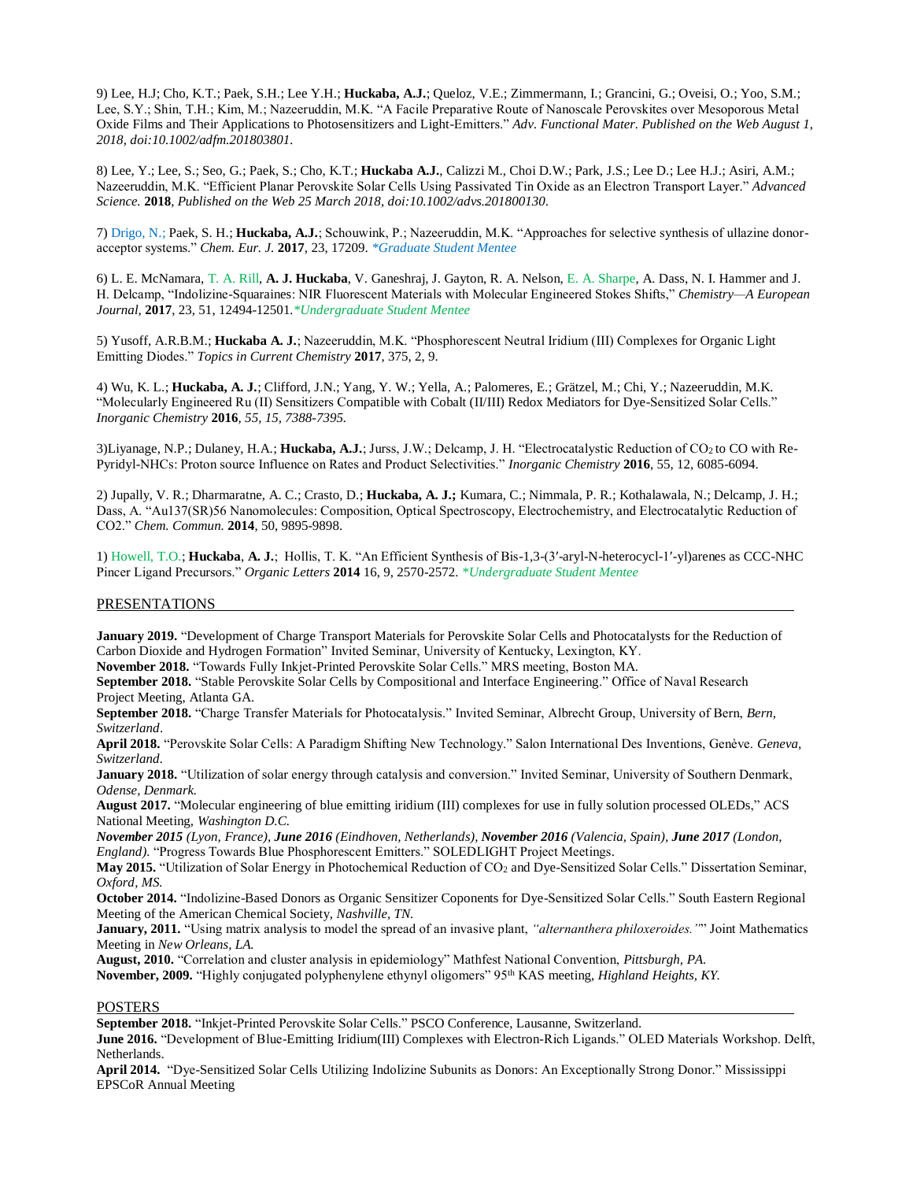9) Lee, H.J; Cho, K.T.; Paek, S.H.; Lee Y.H.; **Huckaba, A.J.**; Queloz, V.E.; Zimmermann, I.; Grancini, G.; Oveisi, O.; Yoo, S.M.; Lee, S.Y.; Shin, T.H.; Kim, M.; Nazeeruddin, M.K. "A Facile Preparative Route of Nanoscale Perovskites over Mesoporous Metal Oxide Films and Their Applications to Photosensitizers and Light-Emitters." *Adv. Functional Mater. Published on the Web August 1, 2018, doi:10.1002/adfm.201803801.*

8) Lee, Y.; Lee, S.; Seo, G.; Paek, S.; Cho, K.T.; **Huckaba A.J.**, Calizzi M., Choi D.W.; Park, J.S.; Lee D.; Lee H.J.; Asiri, A.M.; Nazeeruddin, M.K. "Efficient Planar Perovskite Solar Cells Using Passivated Tin Oxide as an Electron Transport Layer." *Advanced Science.* **2018**, *Published on the Web 25 March 2018, doi:10.1002/advs.201800130.*

7) Drigo, N.; Paek, S. H.; **Huckaba, A.J.**; Schouwink, P.; Nazeeruddin, M.K. "Approaches for selective synthesis of ullazine donor-acceptor systems." *Chem. Eur. J.* **2017**, 23, 17209. *\*Graduate Student Mentee*

6) L. E. McNamara, T. A. Rill, **A. J. Huckaba**, V. Ganeshraj, J. Gayton, R. A. Nelson, E. A. Sharpe, A. Dass, N. I. Hammer and J. H. Delcamp, "Indolizine-Squaraines: NIR Fluorescent Materials with Molecular Engineered Stokes Shifts," *Chemistry—A European Journal*, **2017**, 23, 51, 12494-12501.*\*Undergraduate Student Mentee*

5) Yusoff, A.R.B.M.; **Huckaba A. J.**; Nazeeruddin, M.K. "Phosphorescent Neutral Iridium (III) Complexes for Organic Light Emitting Diodes." *Topics in Current Chemistry* **2017**, 375, 2, 9.

4) Wu, K. L.; **Huckaba, A. J.**; Clifford, J.N.; Yang, Y. W.; Yella, A.; Palomeres, E.; Grätzel, M.; Chi, Y.; Nazeeruddin, M.K. "Molecularly Engineered Ru (II) Sensitizers Compatible with Cobalt (II/III) Redox Mediators for Dye-Sensitized Solar Cells." *Inorganic Chemistry* **2016**, *55, 15, 7388-7395.*

3)Liyanage, N.P.; Dulaney, H.A.; **Huckaba, A.J.**; Jurss, J.W.; Delcamp, J. H. "Electrocatalystic Reduction of $CO_2$ to CO with Re-Pyridyl-NHCs: Proton source Influence on Rates and Product Selectivities." *Inorganic Chemistry* **2016**, 55, 12, 6085-6094.

2) Jupally, V. R.; Dharmaratne, A. C.; Crasto, D.; **Huckaba, A. J.;** Kumara, C.; Nimmala, P. R.; Kothalawala, N.; Delcamp, J. H.; Dass, A. "Au137(SR)56 Nanomolecules: Composition, Optical Spectroscopy, Electrochemistry, and Electrocatalytic Reduction of CO2." *Chem. Commun.* **2014**, 50, 9895-9898.

1) Howell, T.O.; **Huckaba**, **A. J.**; Hollis, T. K. "An Efficient Synthesis of Bis-1,3-(3′-aryl-N-heterocycl-1′-yl)arenes as CCC-NHC Pincer Ligand Precursors." *Organic Letters* **2014** 16, 9, 2570-2572. *\*Undergraduate Student Mentee*

## PRESENTATIONS

**January 2019.** "Development of Charge Transport Materials for Perovskite Solar Cells and Photocatalysts for the Reduction of Carbon Dioxide and Hydrogen Formation" Invited Seminar, University of Kentucky, Lexington, KY.
**November 2018.** "Towards Fully Inkjet-Printed Perovskite Solar Cells." MRS meeting, Boston MA.
**September 2018.** "Stable Perovskite Solar Cells by Compositional and Interface Engineering." Office of Naval Research Project Meeting, Atlanta GA.
**September 2018.** "Charge Transfer Materials for Photocatalysis." Invited Seminar, Albrecht Group, University of Bern, *Bern, Switzerland*.
**April 2018.** "Perovskite Solar Cells: A Paradigm Shifting New Technology." Salon International Des Inventions, Genève. *Geneva, Switzerland.*
**January 2018.** "Utilization of solar energy through catalysis and conversion." Invited Seminar, University of Southern Denmark, *Odense, Denmark.*
**August 2017.** "Molecular engineering of blue emitting iridium (III) complexes for use in fully solution processed OLEDs," ACS National Meeting, *Washington D.C.*
***November 2015** (Lyon, France), **June 2016** (Eindhoven, Netherlands), **November 2016** (Valencia, Spain), **June 2017** (London, England).* "Progress Towards Blue Phosphorescent Emitters." SOLEDLIGHT Project Meetings.
**May 2015.** "Utilization of Solar Energy in Photochemical Reduction of $CO_2$ and Dye-Sensitized Solar Cells." Dissertation Seminar, *Oxford, MS.*
**October 2014.** "Indolizine-Based Donors as Organic Sensitizer Coponents for Dye-Sensitized Solar Cells." South Eastern Regional Meeting of the American Chemical Society, *Nashville, TN.*
**January, 2011.** "Using matrix analysis to model the spread of an invasive plant, *"alternanthera philoxeroides."*" Joint Mathematics Meeting in *New Orleans, LA.*
**August, 2010.** "Correlation and cluster analysis in epidemiology" Mathfest National Convention, *Pittsburgh, PA.*
**November, 2009.** "Highly conjugated polyphenylene ethynyl oligomers" 95th KAS meeting, *Highland Heights, KY.*

## POSTERS

**September 2018.** "Inkjet-Printed Perovskite Solar Cells." PSCO Conference, Lausanne, Switzerland.
**June 2016.** "Development of Blue-Emitting Iridium(III) Complexes with Electron-Rich Ligands." OLED Materials Workshop. Delft, Netherlands.
**April 2014.** "Dye-Sensitized Solar Cells Utilizing Indolizine Subunits as Donors: An Exceptionally Strong Donor." Mississippi EPSCoR Annual Meeting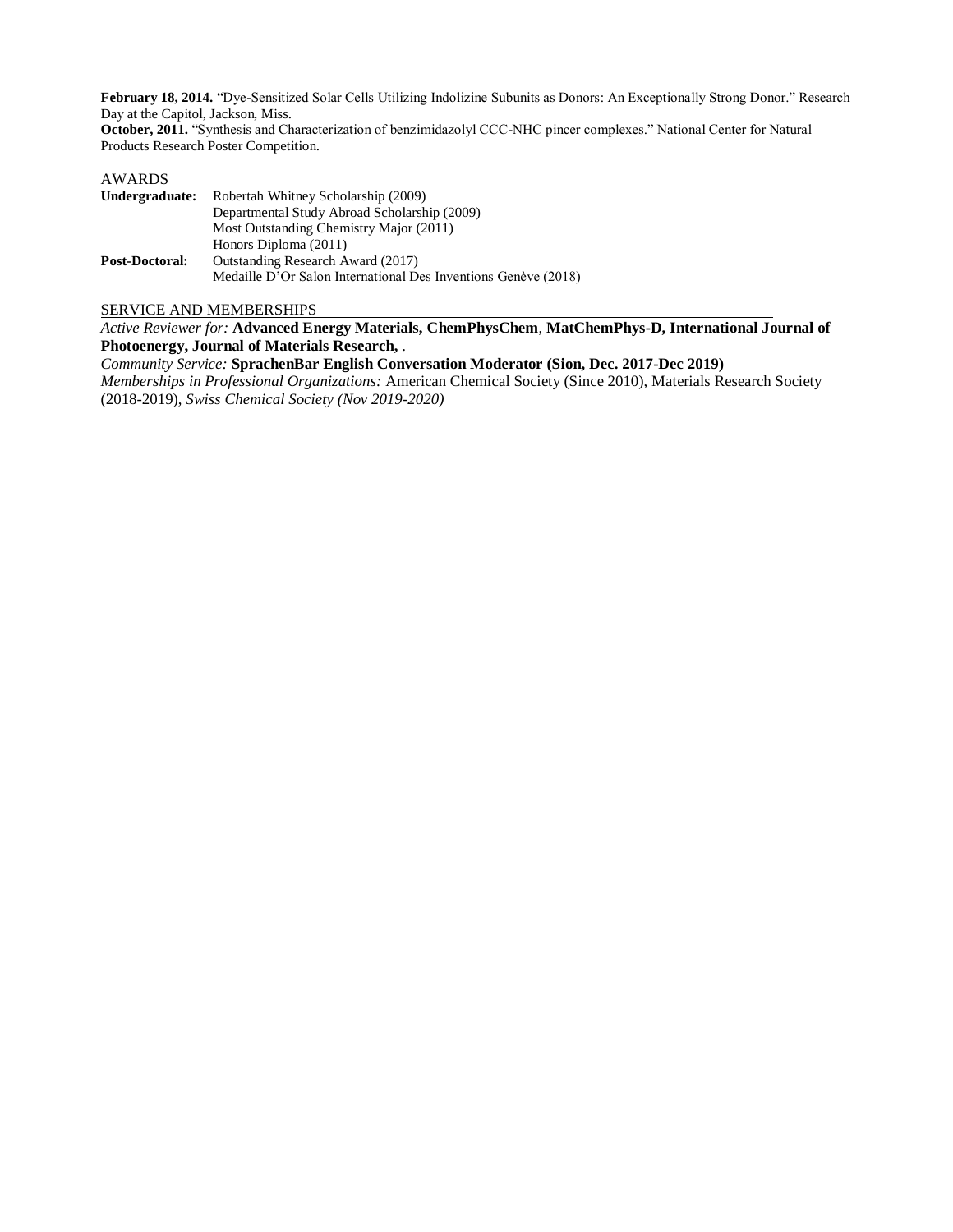**February 18, 2014.** "Dye-Sensitized Solar Cells Utilizing Indolizine Subunits as Donors: An Exceptionally Strong Donor." Research Day at the Capitol, Jackson, Miss.

**October, 2011.** "Synthesis and Characterization of benzimidazolyl CCC-NHC pincer complexes." National Center for Natural Products Research Poster Competition.

## AWARDS

| | |
|---|---|
| **Undergraduate:** | Robertah Whitney Scholarship (2009) |
| | Departmental Study Abroad Scholarship (2009) |
| | Most Outstanding Chemistry Major (2011) |
| | Honors Diploma (2011) |
| **Post-Doctoral:** | Outstanding Research Award (2017) |
| | Medaille D'Or Salon International Des Inventions Genève (2018) |

## SERVICE AND MEMBERSHIPS

*Active Reviewer for:* **Advanced Energy Materials, ChemPhysChem**, **MatChemPhys-D, International Journal of Photoenergy, Journal of Materials Research,** .

*Community Service:* **SprachenBar English Conversation Moderator (Sion, Dec. 2017-Dec 2019)**

*Memberships in Professional Organizations:* American Chemical Society (Since 2010), Materials Research Society (2018-2019), *Swiss Chemical Society (Nov 2019-2020)*